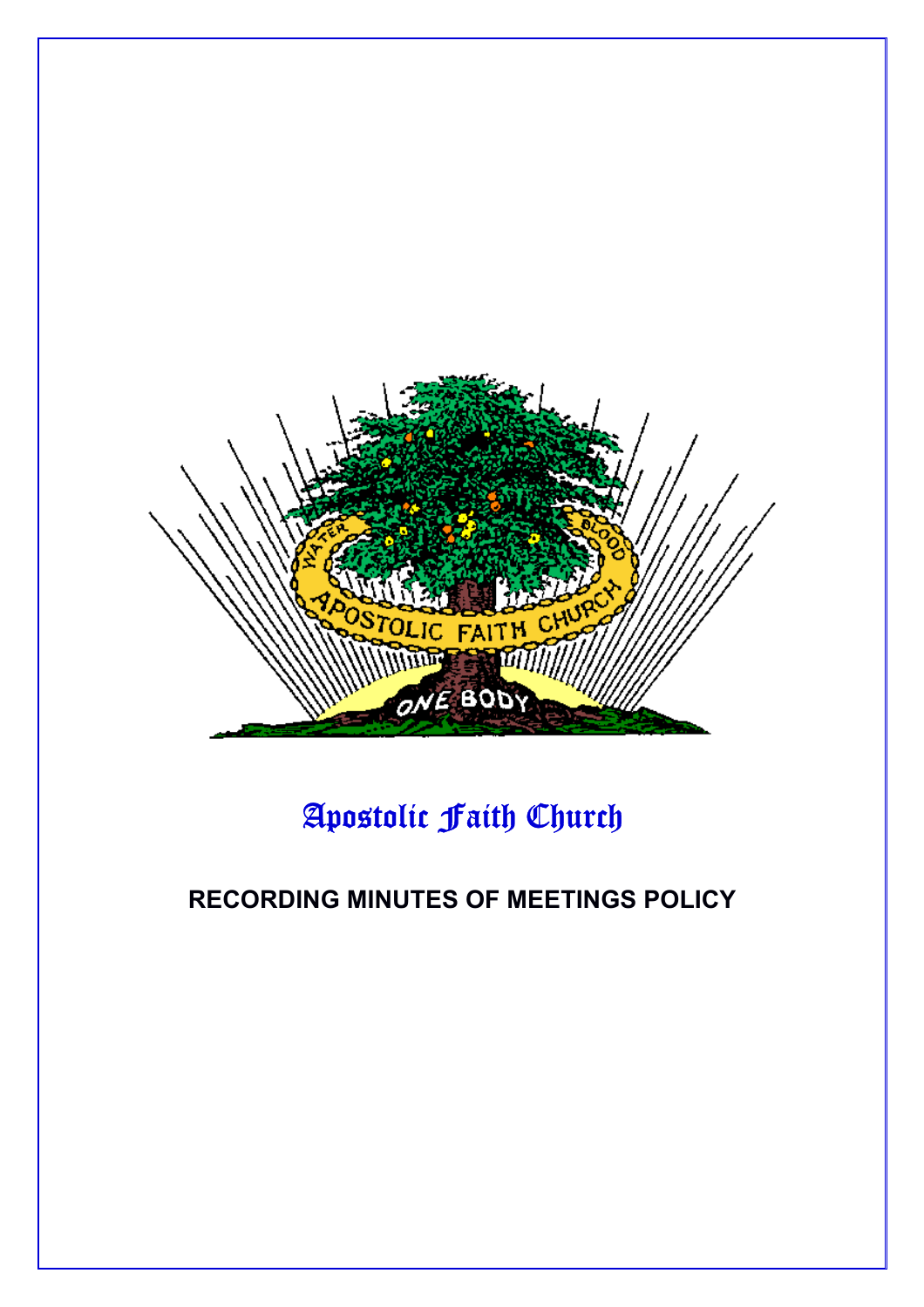# Apostolic Faith Church

## RECORDING MINUTES OF MEETINGS POLICY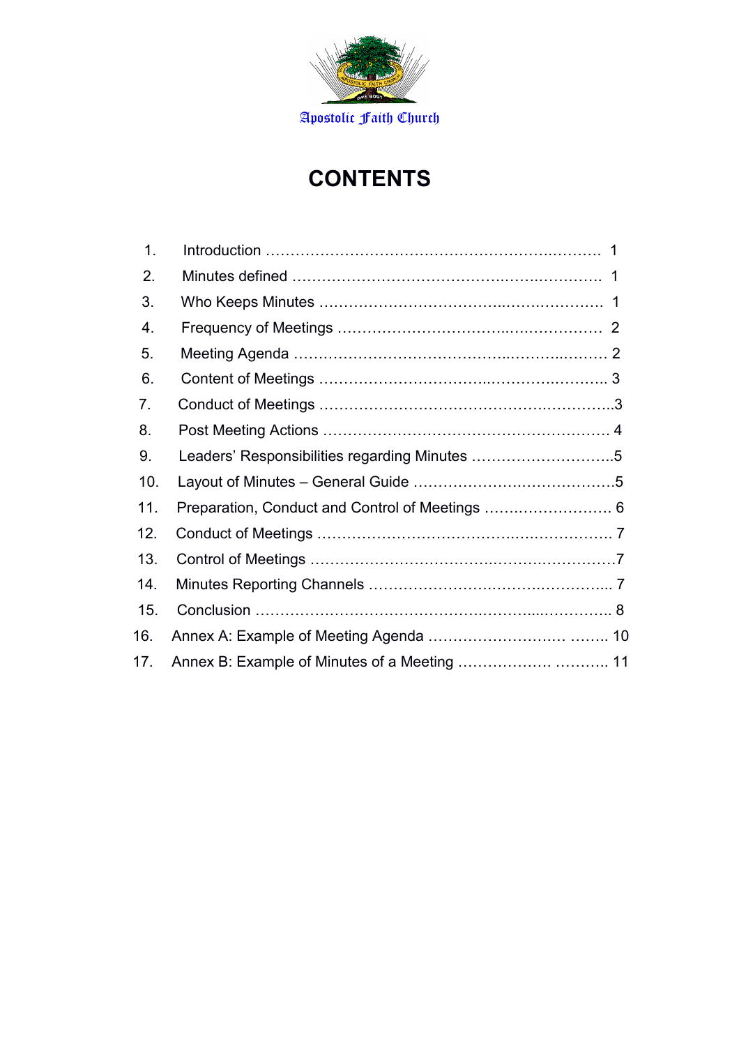Apostolic Faith Church

# CONTENTS

1. Introduction ………………………………………………………..………. 1
2. Minutes defined ……………………………………….…….……………. 1
3. Who Keeps Minutes ……………………………….…….….……………. 1
4. Frequency of Meetings ……………………………..….……………… 2
5. Meeting Agenda ……………….…………………….…..……….…..…… 2
6. Content of Meetings ……………………………..………….…………. 3
7. Conduct of Meetings ……………………………………….….…………..3
8. Post Meeting Actions …………………………………………………. 4
9. Leaders' Responsibilities regarding Minutes ………………………..5
10. Layout of Minutes – General Guide ………………….………………….5
11. Preparation, Conduct and Control of Meetings ……….…………… 6
12. Conduct of Meetings ………………………………….….……………. 7
13. Control of Meetings ………………………….…………….……………7
14. Minutes Reporting Channels ……………………….………….……….. 7
15. Conclusion ………………………………………..………...…………. 8
16. Annex A: Example of Meeting Agenda ……………………… …….. 10
17. Annex B: Example of Minutes of a Meeting ……………… ……….. 11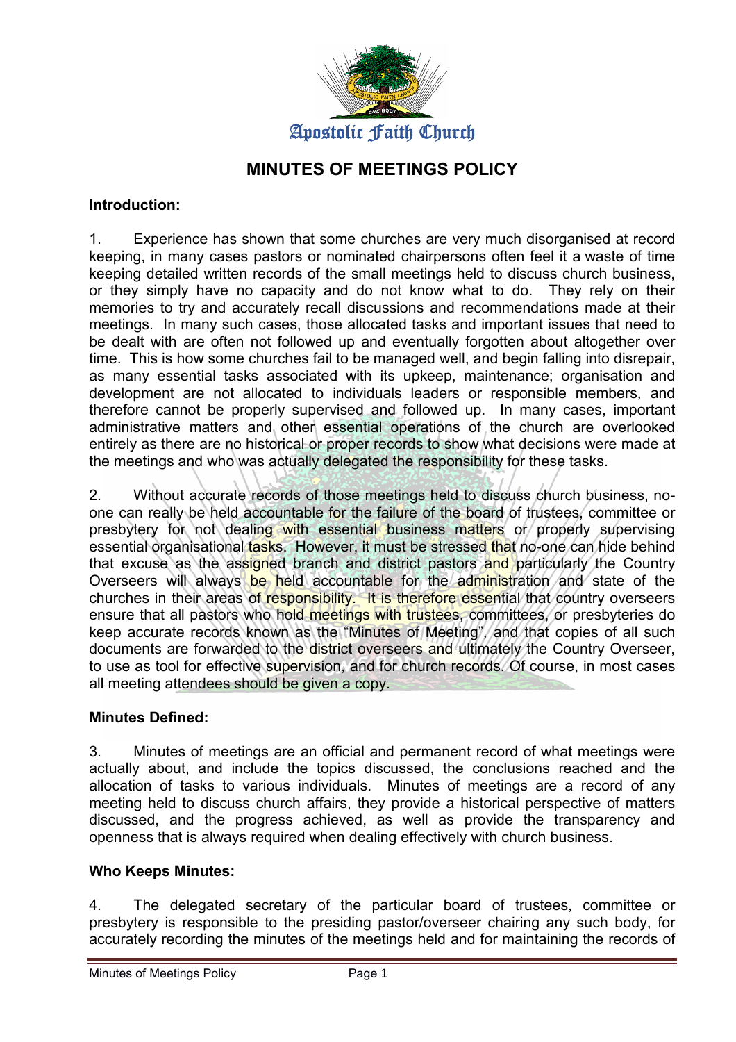Apostolic Faith Church

# MINUTES OF MEETINGS POLICY

**Introduction:**

1. Experience has shown that some churches are very much disorganised at record keeping, in many cases pastors or nominated chairpersons often feel it a waste of time keeping detailed written records of the small meetings held to discuss church business, or they simply have no capacity and do not know what to do. They rely on their memories to try and accurately recall discussions and recommendations made at their meetings. In many such cases, those allocated tasks and important issues that need to be dealt with are often not followed up and eventually forgotten about altogether over time. This is how some churches fail to be managed well, and begin falling into disrepair, as many essential tasks associated with its upkeep, maintenance; organisation and development are not allocated to individuals leaders or responsible members, and therefore cannot be properly supervised and followed up. In many cases, important administrative matters and other essential operations of the church are overlooked entirely as there are no historical or proper records to show what decisions were made at the meetings and who was actually delegated the responsibility for these tasks.

2. Without accurate records of those meetings held to discuss church business, no-one can really be held accountable for the failure of the board of trustees, committee or presbytery for not dealing with essential business matters or properly supervising essential organisational tasks. However, it must be stressed that no-one can hide behind that excuse as the assigned branch and district pastors and particularly the Country Overseers will always be held accountable for the administration and state of the churches in their areas of responsibility. It is therefore essential that country overseers ensure that all pastors who hold meetings with trustees, committees, or presbyteries do keep accurate records known as the "Minutes of Meeting", and that copies of all such documents are forwarded to the district overseers and ultimately the Country Overseer, to use as tool for effective supervision, and for church records. Of course, in most cases all meeting attendees should be given a copy.

**Minutes Defined:**

3. Minutes of meetings are an official and permanent record of what meetings were actually about, and include the topics discussed, the conclusions reached and the allocation of tasks to various individuals. Minutes of meetings are a record of any meeting held to discuss church affairs, they provide a historical perspective of matters discussed, and the progress achieved, as well as provide the transparency and openness that is always required when dealing effectively with church business.

**Who Keeps Minutes:**

4. The delegated secretary of the particular board of trustees, committee or presbytery is responsible to the presiding pastor/overseer chairing any such body, for accurately recording the minutes of the meetings held and for maintaining the records of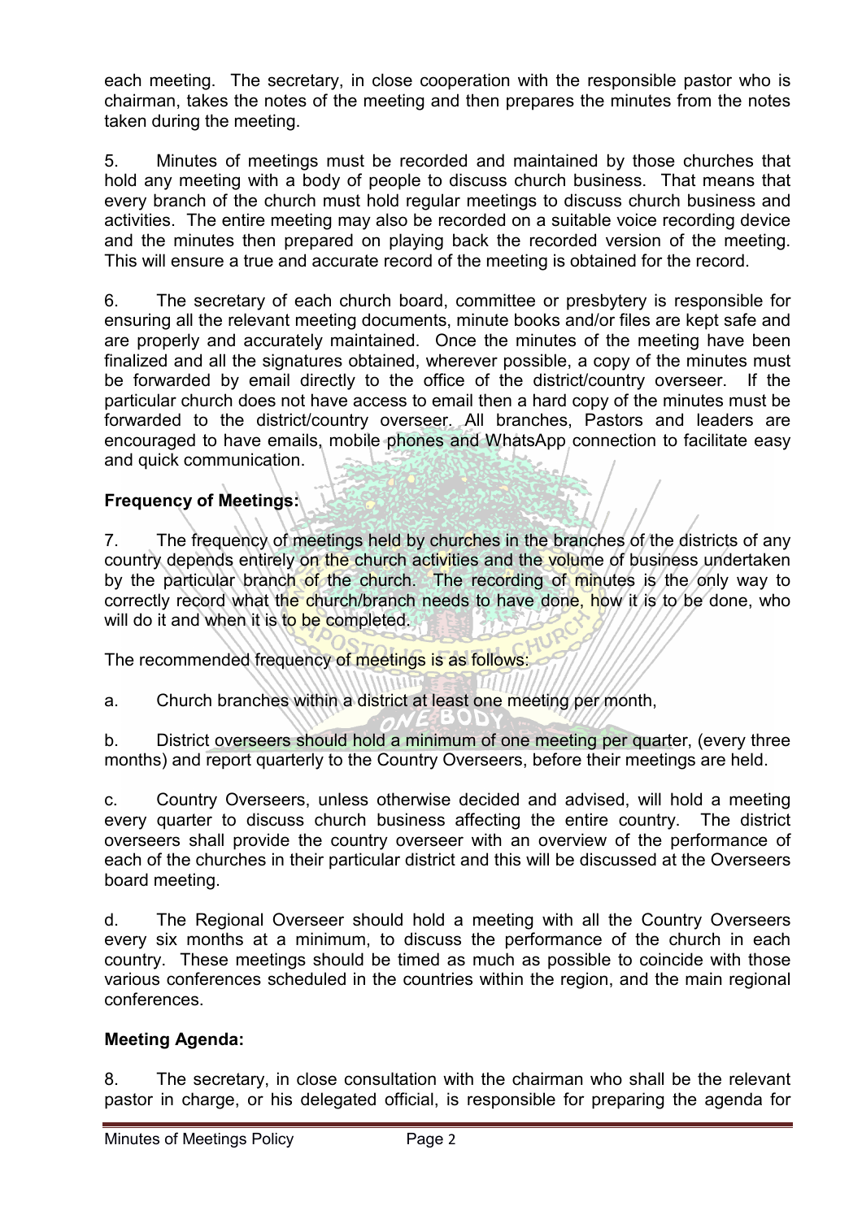each meeting. The secretary, in close cooperation with the responsible pastor who is chairman, takes the notes of the meeting and then prepares the minutes from the notes taken during the meeting.

5. Minutes of meetings must be recorded and maintained by those churches that hold any meeting with a body of people to discuss church business. That means that every branch of the church must hold regular meetings to discuss church business and activities. The entire meeting may also be recorded on a suitable voice recording device and the minutes then prepared on playing back the recorded version of the meeting. This will ensure a true and accurate record of the meeting is obtained for the record.

6. The secretary of each church board, committee or presbytery is responsible for ensuring all the relevant meeting documents, minute books and/or files are kept safe and are properly and accurately maintained. Once the minutes of the meeting have been finalized and all the signatures obtained, wherever possible, a copy of the minutes must be forwarded by email directly to the office of the district/country overseer. If the particular church does not have access to email then a hard copy of the minutes must be forwarded to the district/country overseer. All branches, Pastors and leaders are encouraged to have emails, mobile phones and WhatsApp connection to facilitate easy and quick communication.

**Frequency of Meetings:**

7. The frequency of meetings held by churches in the branches of the districts of any country depends entirely on the church activities and the volume of business undertaken by the particular branch of the church. The recording of minutes is the only way to correctly record what the church/branch needs to have done, how it is to be done, who will do it and when it is to be completed.

The recommended frequency of meetings is as follows:

a. Church branches within a district at least one meeting per month,

b. District overseers should hold a minimum of one meeting per quarter, (every three months) and report quarterly to the Country Overseers, before their meetings are held.

c. Country Overseers, unless otherwise decided and advised, will hold a meeting every quarter to discuss church business affecting the entire country. The district overseers shall provide the country overseer with an overview of the performance of each of the churches in their particular district and this will be discussed at the Overseers board meeting.

d. The Regional Overseer should hold a meeting with all the Country Overseers every six months at a minimum, to discuss the performance of the church in each country. These meetings should be timed as much as possible to coincide with those various conferences scheduled in the countries within the region, and the main regional conferences.

**Meeting Agenda:**

8. The secretary, in close consultation with the chairman who shall be the relevant pastor in charge, or his delegated official, is responsible for preparing the agenda for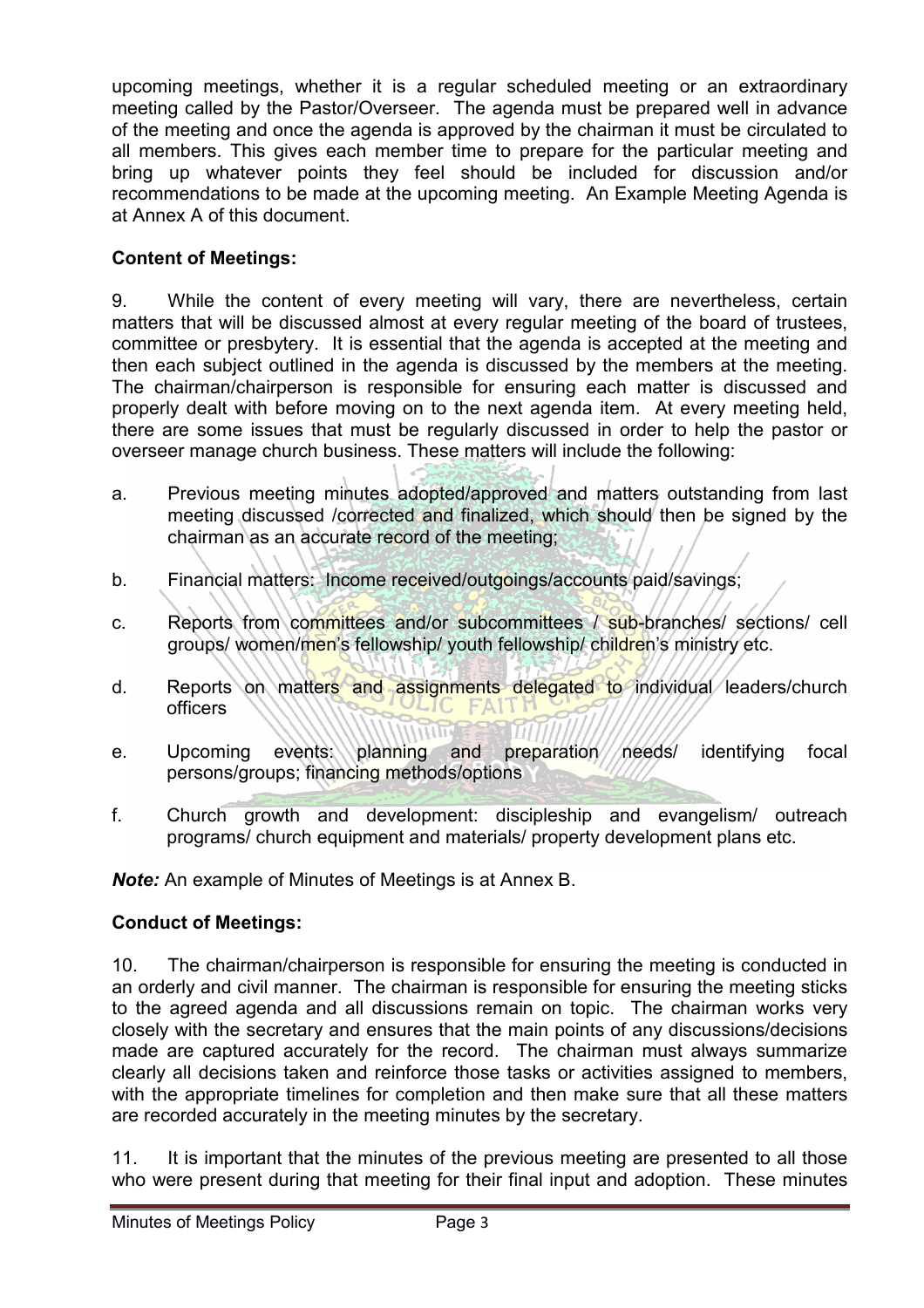upcoming meetings, whether it is a regular scheduled meeting or an extraordinary meeting called by the Pastor/Overseer. The agenda must be prepared well in advance of the meeting and once the agenda is approved by the chairman it must be circulated to all members. This gives each member time to prepare for the particular meeting and bring up whatever points they feel should be included for discussion and/or recommendations to be made at the upcoming meeting. An Example Meeting Agenda is at Annex A of this document.

**Content of Meetings:**

9. While the content of every meeting will vary, there are nevertheless, certain matters that will be discussed almost at every regular meeting of the board of trustees, committee or presbytery. It is essential that the agenda is accepted at the meeting and then each subject outlined in the agenda is discussed by the members at the meeting. The chairman/chairperson is responsible for ensuring each matter is discussed and properly dealt with before moving on to the next agenda item. At every meeting held, there are some issues that must be regularly discussed in order to help the pastor or overseer manage church business. These matters will include the following:

a. Previous meeting minutes adopted/approved and matters outstanding from last meeting discussed /corrected and finalized, which should then be signed by the chairman as an accurate record of the meeting;

b. Financial matters: Income received/outgoings/accounts paid/savings;

c. Reports from committees and/or subcommittees / sub-branches/ sections/ cell groups/ women/men's fellowship/ youth fellowship/ children's ministry etc.

d. Reports on matters and assignments delegated to individual leaders/church officers

e. Upcoming events: planning and preparation needs/ identifying focal persons/groups; financing methods/options

f. Church growth and development: discipleship and evangelism/ outreach programs/ church equipment and materials/ property development plans etc.

***Note:*** An example of Minutes of Meetings is at Annex B.

**Conduct of Meetings:**

10. The chairman/chairperson is responsible for ensuring the meeting is conducted in an orderly and civil manner. The chairman is responsible for ensuring the meeting sticks to the agreed agenda and all discussions remain on topic. The chairman works very closely with the secretary and ensures that the main points of any discussions/decisions made are captured accurately for the record. The chairman must always summarize clearly all decisions taken and reinforce those tasks or activities assigned to members, with the appropriate timelines for completion and then make sure that all these matters are recorded accurately in the meeting minutes by the secretary.

11. It is important that the minutes of the previous meeting are presented to all those who were present during that meeting for their final input and adoption. These minutes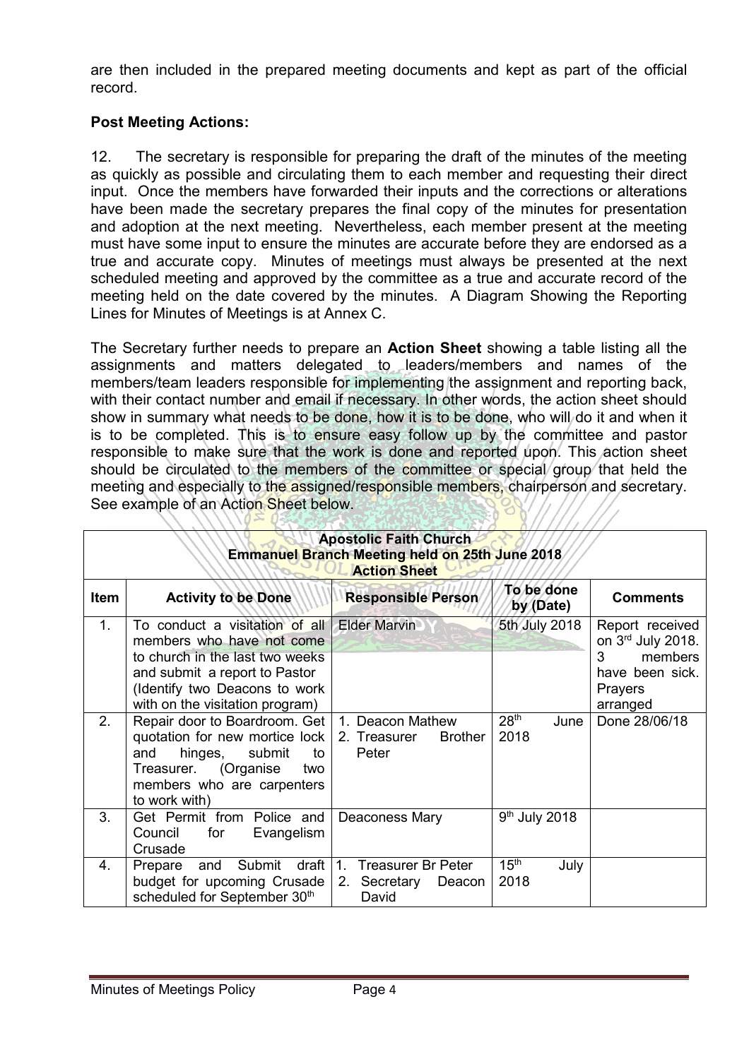are then included in the prepared meeting documents and kept as part of the official record.

**Post Meeting Actions:**

12. The secretary is responsible for preparing the draft of the minutes of the meeting as quickly as possible and circulating them to each member and requesting their direct input. Once the members have forwarded their inputs and the corrections or alterations have been made the secretary prepares the final copy of the minutes for presentation and adoption at the next meeting. Nevertheless, each member present at the meeting must have some input to ensure the minutes are accurate before they are endorsed as a true and accurate copy. Minutes of meetings must always be presented at the next scheduled meeting and approved by the committee as a true and accurate record of the meeting held on the date covered by the minutes. A Diagram Showing the Reporting Lines for Minutes of Meetings is at Annex C.

The Secretary further needs to prepare an **Action Sheet** showing a table listing all the assignments and matters delegated to leaders/members and names of the members/team leaders responsible for implementing the assignment and reporting back, with their contact number and email if necessary. In other words, the action sheet should show in summary what needs to be done, how it is to be done, who will do it and when it is to be completed. This is to ensure easy follow up by the committee and pastor responsible to make sure that the work is done and reported upon. This action sheet should be circulated to the members of the committee or special group that held the meeting and especially to the assigned/responsible members, chairperson and secretary. See example of an Action Sheet below.

**Apostolic Faith Church**
**Emmanuel Branch Meeting held on 25th June 2018**
**Action Sheet**

| Item | Activity to be Done | Responsible Person | To be done by (Date) | Comments |
|---|---|---|---|---|
| 1. | To conduct a visitation of all members who have not come to church in the last two weeks and submit a report to Pastor (Identify two Deacons to work with on the visitation program) | Elder Marvin | 5th July 2018 | Report received on 3rd July 2018. 3 members have been sick. Prayers arranged |
| 2. | Repair door to Boardroom. Get quotation for new mortice lock and hinges, submit to Treasurer. (Organise two members who are carpenters to work with) | 1. Deacon Mathew 2. Treasurer Brother Peter | 28th June 2018 | Done 28/06/18 |
| 3. | Get Permit from Police and Council for Evangelism Crusade | Deaconess Mary | 9th July 2018 | |
| 4. | Prepare and Submit draft budget for upcoming Crusade scheduled for September 30th | 1. Treasurer Br Peter 2. Secretary Deacon David | 15th July 2018 | |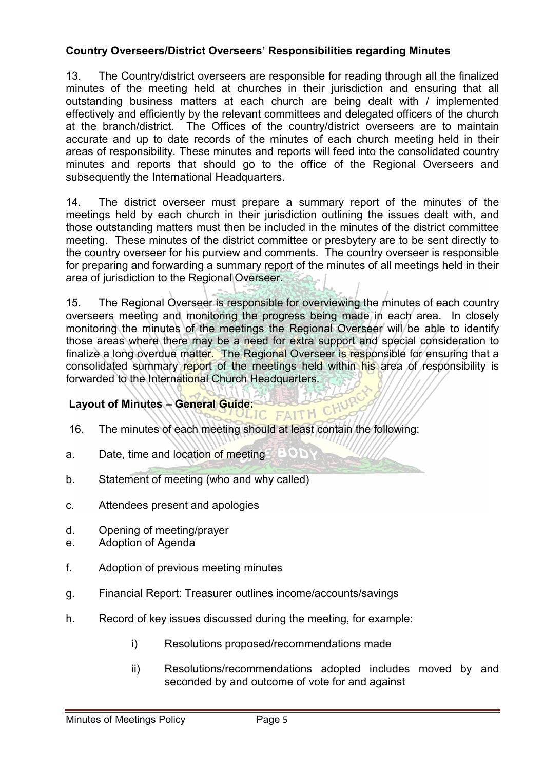**Country Overseers/District Overseers' Responsibilities regarding Minutes**

13. The Country/district overseers are responsible for reading through all the finalized minutes of the meeting held at churches in their jurisdiction and ensuring that all outstanding business matters at each church are being dealt with / implemented effectively and efficiently by the relevant committees and delegated officers of the church at the branch/district. The Offices of the country/district overseers are to maintain accurate and up to date records of the minutes of each church meeting held in their areas of responsibility. These minutes and reports will feed into the consolidated country minutes and reports that should go to the office of the Regional Overseers and subsequently the International Headquarters.

14. The district overseer must prepare a summary report of the minutes of the meetings held by each church in their jurisdiction outlining the issues dealt with, and those outstanding matters must then be included in the minutes of the district committee meeting. These minutes of the district committee or presbytery are to be sent directly to the country overseer for his purview and comments. The country overseer is responsible for preparing and forwarding a summary report of the minutes of all meetings held in their area of jurisdiction to the Regional Overseer.

15. The Regional Overseer is responsible for overviewing the minutes of each country overseers meeting and monitoring the progress being made in each area. In closely monitoring the minutes of the meetings the Regional Overseer will be able to identify those areas where there may be a need for extra support and special consideration to finalize a long overdue matter. The Regional Overseer is responsible for ensuring that a consolidated summary report of the meetings held within his area of responsibility is forwarded to the International Church Headquarters.

**Layout of Minutes – General Guide:**

16. The minutes of each meeting should at least contain the following:

a. Date, time and location of meeting

b. Statement of meeting (who and why called)

c. Attendees present and apologies

d. Opening of meeting/prayer

e. Adoption of Agenda

f. Adoption of previous meeting minutes

g. Financial Report: Treasurer outlines income/accounts/savings

h. Record of key issues discussed during the meeting, for example:

   i) Resolutions proposed/recommendations made

   ii) Resolutions/recommendations adopted includes moved by and seconded by and outcome of vote for and against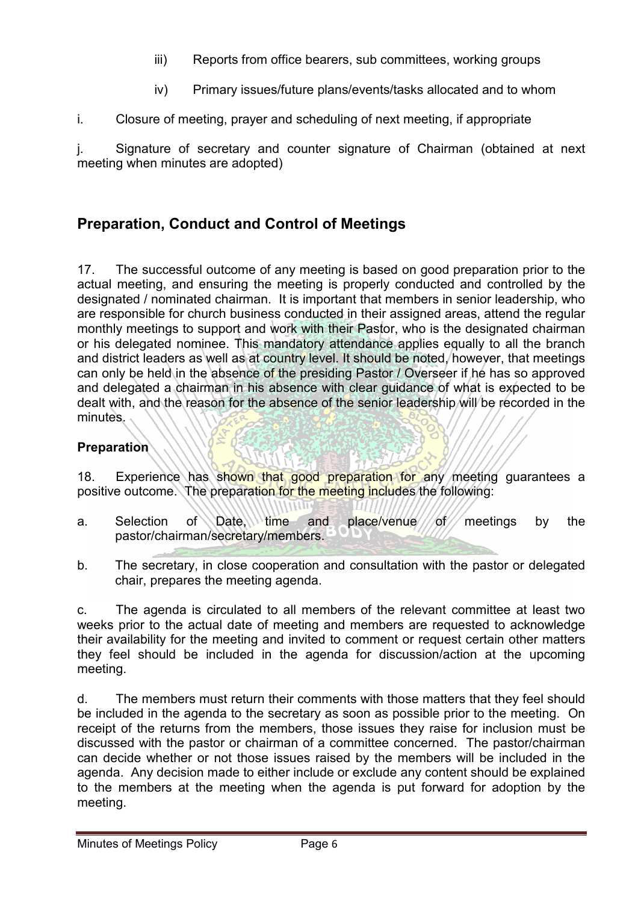iii) Reports from office bearers, sub committees, working groups

iv) Primary issues/future plans/events/tasks allocated and to whom

i. Closure of meeting, prayer and scheduling of next meeting, if appropriate

j. Signature of secretary and counter signature of Chairman (obtained at next meeting when minutes are adopted)

## Preparation, Conduct and Control of Meetings

17. The successful outcome of any meeting is based on good preparation prior to the actual meeting, and ensuring the meeting is properly conducted and controlled by the designated / nominated chairman. It is important that members in senior leadership, who are responsible for church business conducted in their assigned areas, attend the regular monthly meetings to support and work with their Pastor, who is the designated chairman or his delegated nominee. This mandatory attendance applies equally to all the branch and district leaders as well as at country level. It should be noted, however, that meetings can only be held in the absence of the presiding Pastor / Overseer if he has so approved and delegated a chairman in his absence with clear guidance of what is expected to be dealt with, and the reason for the absence of the senior leadership will be recorded in the minutes.

### Preparation

18. Experience has shown that good preparation for any meeting guarantees a positive outcome. The preparation for the meeting includes the following:

a. Selection of Date, time and place/venue of meetings by the pastor/chairman/secretary/members.

b. The secretary, in close cooperation and consultation with the pastor or delegated chair, prepares the meeting agenda.

c. The agenda is circulated to all members of the relevant committee at least two weeks prior to the actual date of meeting and members are requested to acknowledge their availability for the meeting and invited to comment or request certain other matters they feel should be included in the agenda for discussion/action at the upcoming meeting.

d. The members must return their comments with those matters that they feel should be included in the agenda to the secretary as soon as possible prior to the meeting. On receipt of the returns from the members, those issues they raise for inclusion must be discussed with the pastor or chairman of a committee concerned. The pastor/chairman can decide whether or not those issues raised by the members will be included in the agenda. Any decision made to either include or exclude any content should be explained to the members at the meeting when the agenda is put forward for adoption by the meeting.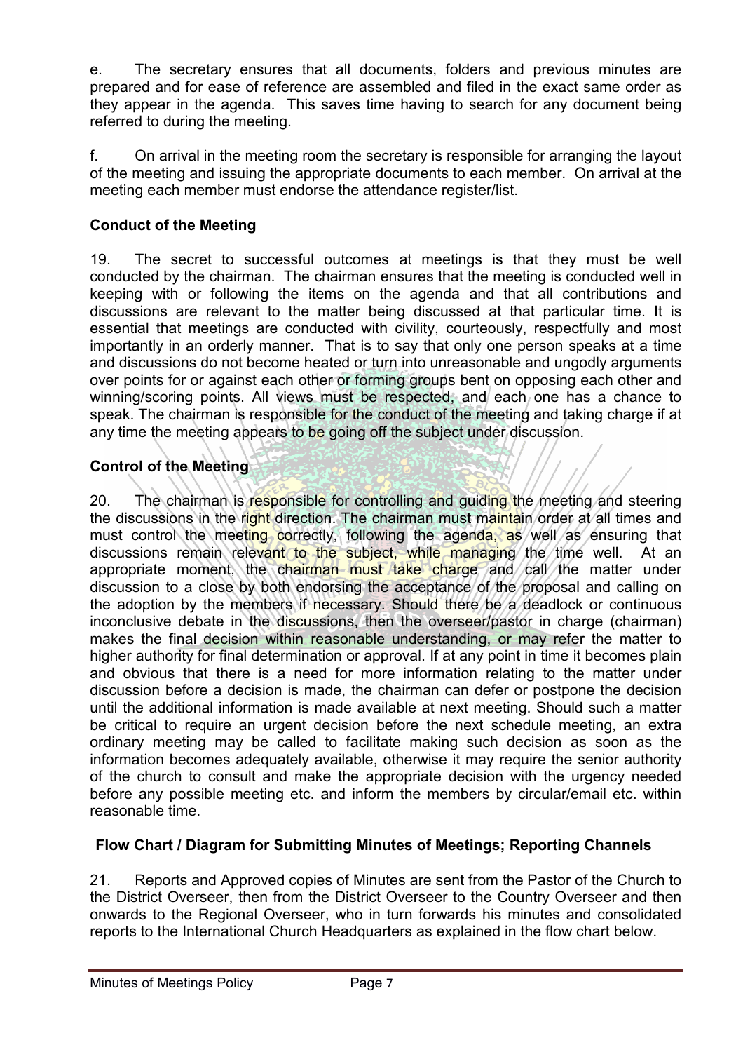e. The secretary ensures that all documents, folders and previous minutes are prepared and for ease of reference are assembled and filed in the exact same order as they appear in the agenda. This saves time having to search for any document being referred to during the meeting.

f. On arrival in the meeting room the secretary is responsible for arranging the layout of the meeting and issuing the appropriate documents to each member. On arrival at the meeting each member must endorse the attendance register/list.

**Conduct of the Meeting**

19. The secret to successful outcomes at meetings is that they must be well conducted by the chairman. The chairman ensures that the meeting is conducted well in keeping with or following the items on the agenda and that all contributions and discussions are relevant to the matter being discussed at that particular time. It is essential that meetings are conducted with civility, courteously, respectfully and most importantly in an orderly manner. That is to say that only one person speaks at a time and discussions do not become heated or turn into unreasonable and ungodly arguments over points for or against each other or forming groups bent on opposing each other and winning/scoring points. All views must be respected, and each one has a chance to speak. The chairman is responsible for the conduct of the meeting and taking charge if at any time the meeting appears to be going off the subject under discussion.

**Control of the Meeting**

20. The chairman is responsible for controlling and guiding the meeting and steering the discussions in the right direction. The chairman must maintain order at all times and must control the meeting correctly, following the agenda, as well as ensuring that discussions remain relevant to the subject, while managing the time well. At an appropriate moment, the chairman must take charge and call the matter under discussion to a close by both endorsing the acceptance of the proposal and calling on the adoption by the members if necessary. Should there be a deadlock or continuous inconclusive debate in the discussions, then the overseer/pastor in charge (chairman) makes the final decision within reasonable understanding, or may refer the matter to higher authority for final determination or approval. If at any point in time it becomes plain and obvious that there is a need for more information relating to the matter under discussion before a decision is made, the chairman can defer or postpone the decision until the additional information is made available at next meeting. Should such a matter be critical to require an urgent decision before the next schedule meeting, an extra ordinary meeting may be called to facilitate making such decision as soon as the information becomes adequately available, otherwise it may require the senior authority of the church to consult and make the appropriate decision with the urgency needed before any possible meeting etc. and inform the members by circular/email etc. within reasonable time.

**Flow Chart / Diagram for Submitting Minutes of Meetings; Reporting Channels**

21. Reports and Approved copies of Minutes are sent from the Pastor of the Church to the District Overseer, then from the District Overseer to the Country Overseer and then onwards to the Regional Overseer, who in turn forwards his minutes and consolidated reports to the International Church Headquarters as explained in the flow chart below.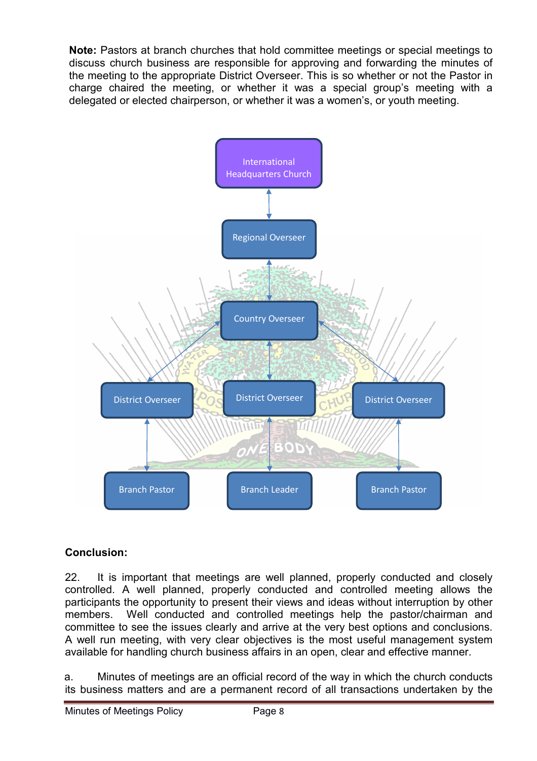**Note:** Pastors at branch churches that hold committee meetings or special meetings to discuss church business are responsible for approving and forwarding the minutes of the meeting to the appropriate District Overseer. This is so whether or not the Pastor in charge chaired the meeting, or whether it was a special group's meeting with a delegated or elected chairperson, or whether it was a women's, or youth meeting.

- International Headquarters Church
  - Regional Overseer
    - Country Overseer
      - District Overseer
        - Branch Pastor
      - District Overseer
        - Branch Leader
      - District Overseer
        - Branch Pastor

**Conclusion:**

22. It is important that meetings are well planned, properly conducted and closely controlled. A well planned, properly conducted and controlled meeting allows the participants the opportunity to present their views and ideas without interruption by other members. Well conducted and controlled meetings help the pastor/chairman and committee to see the issues clearly and arrive at the very best options and conclusions. A well run meeting, with very clear objectives is the most useful management system available for handling church business affairs in an open, clear and effective manner.

a. Minutes of meetings are an official record of the way in which the church conducts its business matters and are a permanent record of all transactions undertaken by the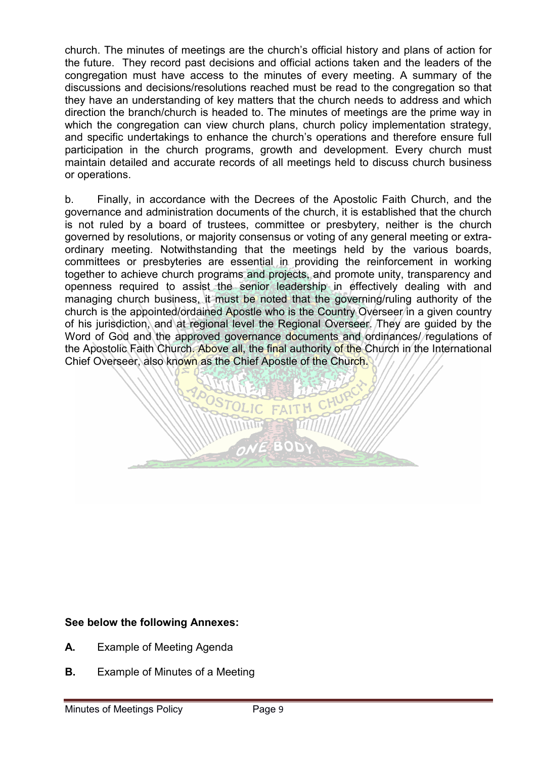church. The minutes of meetings are the church's official history and plans of action for the future. They record past decisions and official actions taken and the leaders of the congregation must have access to the minutes of every meeting. A summary of the discussions and decisions/resolutions reached must be read to the congregation so that they have an understanding of key matters that the church needs to address and which direction the branch/church is headed to. The minutes of meetings are the prime way in which the congregation can view church plans, church policy implementation strategy, and specific undertakings to enhance the church's operations and therefore ensure full participation in the church programs, growth and development. Every church must maintain detailed and accurate records of all meetings held to discuss church business or operations.

b. Finally, in accordance with the Decrees of the Apostolic Faith Church, and the governance and administration documents of the church, it is established that the church is not ruled by a board of trustees, committee or presbytery, neither is the church governed by resolutions, or majority consensus or voting of any general meeting or extra-ordinary meeting. Notwithstanding that the meetings held by the various boards, committees or presbyteries are essential in providing the reinforcement in working together to achieve church programs and projects, and promote unity, transparency and openness required to assist the senior leadership in effectively dealing with and managing church business, it must be noted that the governing/ruling authority of the church is the appointed/ordained Apostle who is the Country Overseer in a given country of his jurisdiction, and at regional level the Regional Overseer. They are guided by the Word of God and the approved governance documents and ordinances/ regulations of the Apostolic Faith Church. Above all, the final authority of the Church in the International Chief Overseer, also known as the Chief Apostle of the Church.

**See below the following Annexes:**

**A.** Example of Meeting Agenda

**B.** Example of Minutes of a Meeting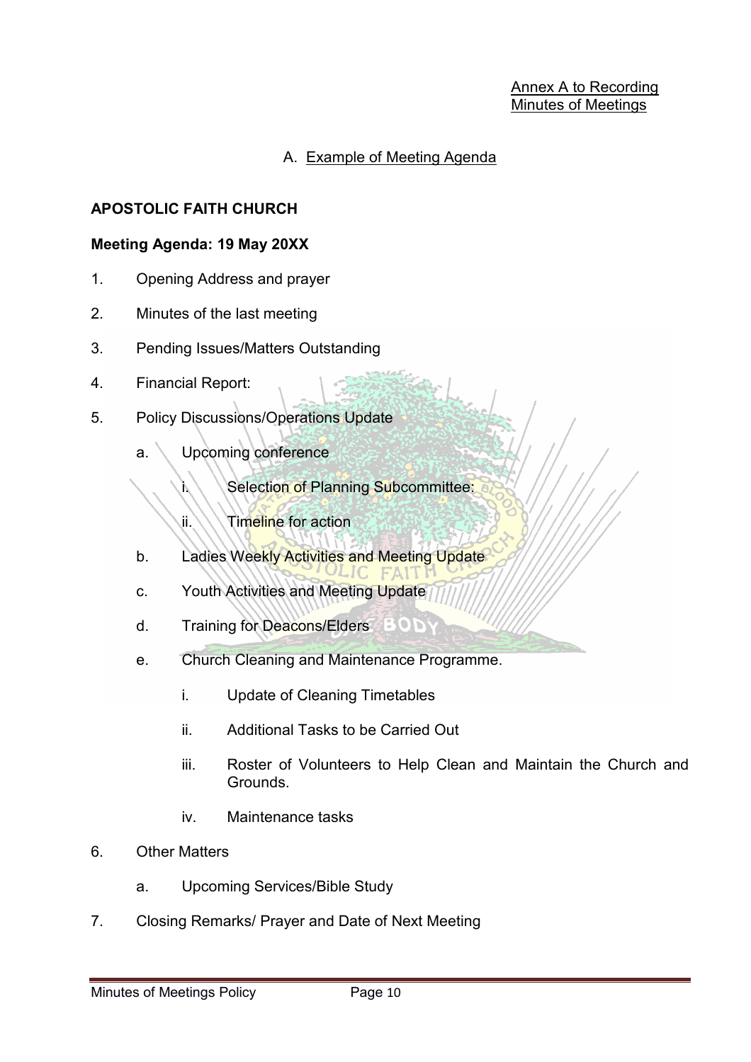Annex A to Recording Minutes of Meetings

## A. Example of Meeting Agenda

**APOSTOLIC FAITH CHURCH**

**Meeting Agenda: 19 May 20XX**

1. Opening Address and prayer
2. Minutes of the last meeting
3. Pending Issues/Matters Outstanding
4. Financial Report:
5. Policy Discussions/Operations Update
   a. Upcoming conference
      i. Selection of Planning Subcommittee:
      ii. Timeline for action
   b. Ladies Weekly Activities and Meeting Update
   c. Youth Activities and Meeting Update
   d. Training for Deacons/Elders
   e. Church Cleaning and Maintenance Programme.
      i. Update of Cleaning Timetables
      ii. Additional Tasks to be Carried Out
      iii. Roster of Volunteers to Help Clean and Maintain the Church and Grounds.
      iv. Maintenance tasks
6. Other Matters
   a. Upcoming Services/Bible Study
7. Closing Remarks/ Prayer and Date of Next Meeting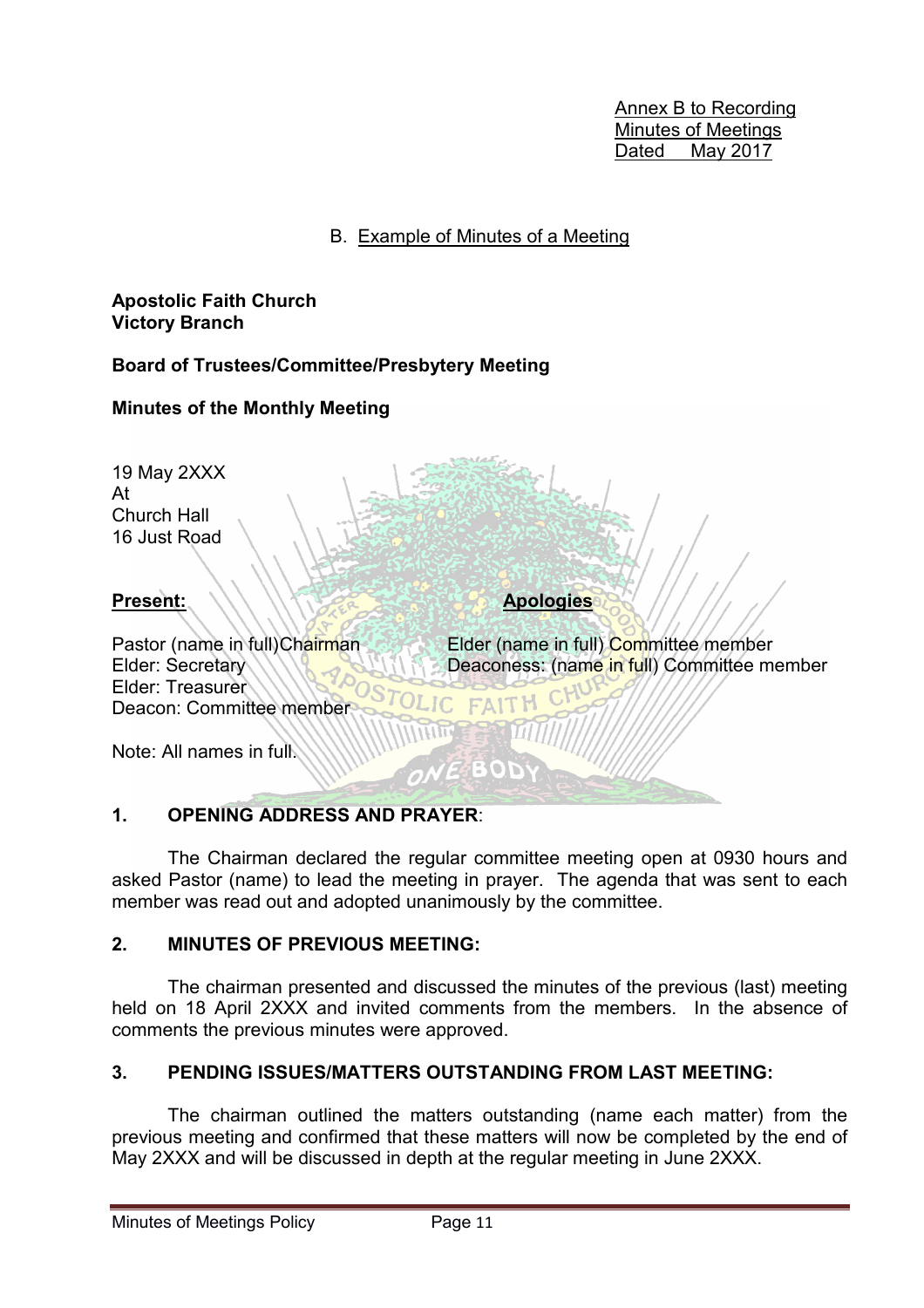Annex B to Recording
Minutes of Meetings
Dated May 2017

## B. Example of Minutes of a Meeting

**Apostolic Faith Church**
**Victory Branch**

**Board of Trustees/Committee/Presbytery Meeting**

**Minutes of the Monthly Meeting**

19 May 2XXX
At
Church Hall
16 Just Road

**Present:**

Pastor (name in full)Chairman
Elder: Secretary
Elder: Treasurer
Deacon: Committee member

Note: All names in full.

**Apologies**

Elder (name in full) Committee member
Deaconess: (name in full) Committee member

### 1. OPENING ADDRESS AND PRAYER:

The Chairman declared the regular committee meeting open at 0930 hours and asked Pastor (name) to lead the meeting in prayer. The agenda that was sent to each member was read out and adopted unanimously by the committee.

### 2. MINUTES OF PREVIOUS MEETING:

The chairman presented and discussed the minutes of the previous (last) meeting held on 18 April 2XXX and invited comments from the members. In the absence of comments the previous minutes were approved.

### 3. PENDING ISSUES/MATTERS OUTSTANDING FROM LAST MEETING:

The chairman outlined the matters outstanding (name each matter) from the previous meeting and confirmed that these matters will now be completed by the end of May 2XXX and will be discussed in depth at the regular meeting in June 2XXX.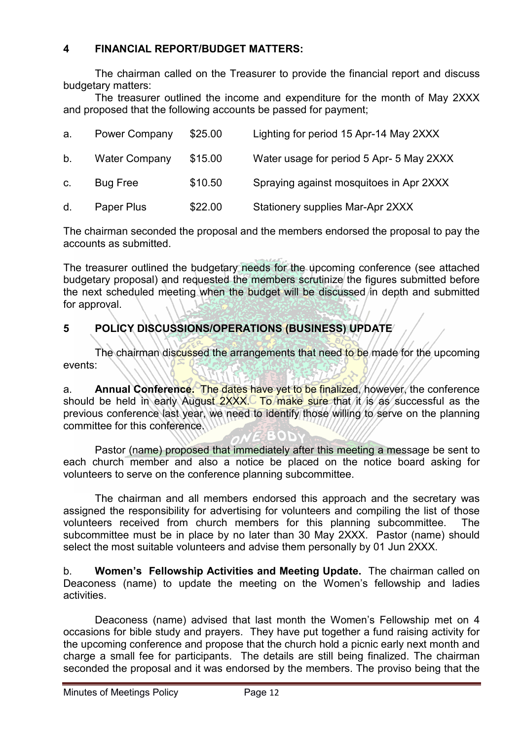## 4 FINANCIAL REPORT/BUDGET MATTERS:

The chairman called on the Treasurer to provide the financial report and discuss budgetary matters:

The treasurer outlined the income and expenditure for the month of May 2XXX and proposed that the following accounts be passed for payment;

| | | | |
|---|---|---|---|
| a. | Power Company | $25.00 | Lighting for period 15 Apr-14 May 2XXX |
| b. | Water Company | $15.00 | Water usage for period 5 Apr- 5 May 2XXX |
| c. | Bug Free | $10.50 | Spraying against mosquitoes in Apr 2XXX |
| d. | Paper Plus | $22.00 | Stationery supplies Mar-Apr 2XXX |

The chairman seconded the proposal and the members endorsed the proposal to pay the accounts as submitted.

The treasurer outlined the budgetary needs for the upcoming conference (see attached budgetary proposal) and requested the members scrutinize the figures submitted before the next scheduled meeting when the budget will be discussed in depth and submitted for approval.

## 5 POLICY DISCUSSIONS/OPERATIONS (BUSINESS) UPDATE

The chairman discussed the arrangements that need to be made for the upcoming events:

a. **Annual Conference.** The dates have yet to be finalized, however, the conference should be held in early August 2XXX. To make sure that it is as successful as the previous conference last year, we need to identify those willing to serve on the planning committee for this conference.

Pastor (name) proposed that immediately after this meeting a message be sent to each church member and also a notice be placed on the notice board asking for volunteers to serve on the conference planning subcommittee.

The chairman and all members endorsed this approach and the secretary was assigned the responsibility for advertising for volunteers and compiling the list of those volunteers received from church members for this planning subcommittee. The subcommittee must be in place by no later than 30 May 2XXX. Pastor (name) should select the most suitable volunteers and advise them personally by 01 Jun 2XXX.

b. **Women's Fellowship Activities and Meeting Update.** The chairman called on Deaconess (name) to update the meeting on the Women's fellowship and ladies activities.

Deaconess (name) advised that last month the Women's Fellowship met on 4 occasions for bible study and prayers. They have put together a fund raising activity for the upcoming conference and propose that the church hold a picnic early next month and charge a small fee for participants. The details are still being finalized. The chairman seconded the proposal and it was endorsed by the members. The proviso being that the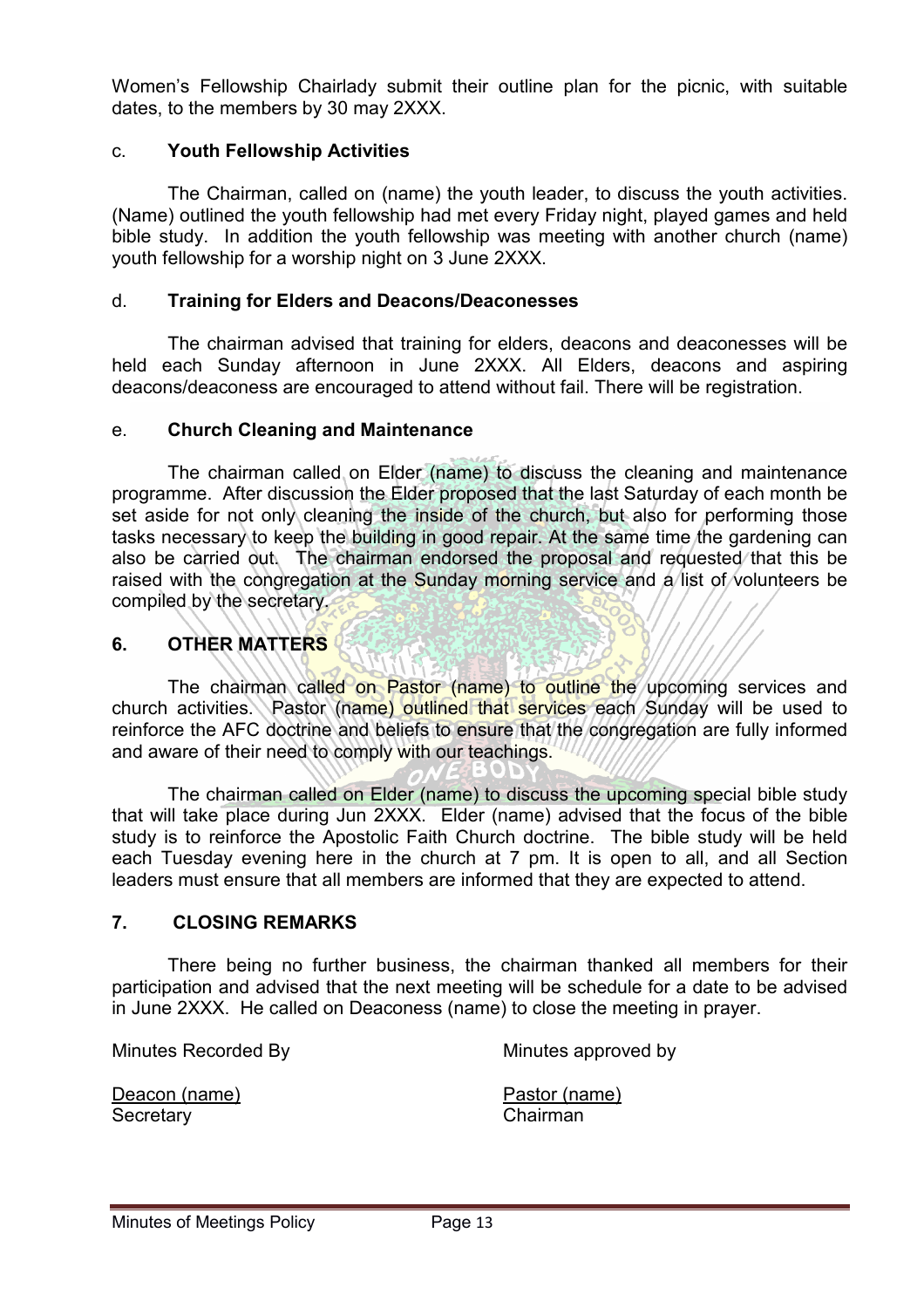Women's Fellowship Chairlady submit their outline plan for the picnic, with suitable dates, to the members by 30 may 2XXX.

c. **Youth Fellowship Activities**

The Chairman, called on (name) the youth leader, to discuss the youth activities. (Name) outlined the youth fellowship had met every Friday night, played games and held bible study. In addition the youth fellowship was meeting with another church (name) youth fellowship for a worship night on 3 June 2XXX.

d. **Training for Elders and Deacons/Deaconesses**

The chairman advised that training for elders, deacons and deaconesses will be held each Sunday afternoon in June 2XXX. All Elders, deacons and aspiring deacons/deaconess are encouraged to attend without fail. There will be registration.

e. **Church Cleaning and Maintenance**

The chairman called on Elder (name) to discuss the cleaning and maintenance programme. After discussion the Elder proposed that the last Saturday of each month be set aside for not only cleaning the inside of the church, but also for performing those tasks necessary to keep the building in good repair. At the same time the gardening can also be carried out. The chairman endorsed the proposal and requested that this be raised with the congregation at the Sunday morning service and a list of volunteers be compiled by the secretary.

## 6. OTHER MATTERS

The chairman called on Pastor (name) to outline the upcoming services and church activities. Pastor (name) outlined that services each Sunday will be used to reinforce the AFC doctrine and beliefs to ensure that the congregation are fully informed and aware of their need to comply with our teachings.

The chairman called on Elder (name) to discuss the upcoming special bible study that will take place during Jun 2XXX. Elder (name) advised that the focus of the bible study is to reinforce the Apostolic Faith Church doctrine. The bible study will be held each Tuesday evening here in the church at 7 pm. It is open to all, and all Section leaders must ensure that all members are informed that they are expected to attend.

## 7. CLOSING REMARKS

There being no further business, the chairman thanked all members for their participation and advised that the next meeting will be schedule for a date to be advised in June 2XXX. He called on Deaconess (name) to close the meeting in prayer.

Minutes Recorded By

Deacon (name)
Secretary

Minutes approved by

Pastor (name)
Chairman